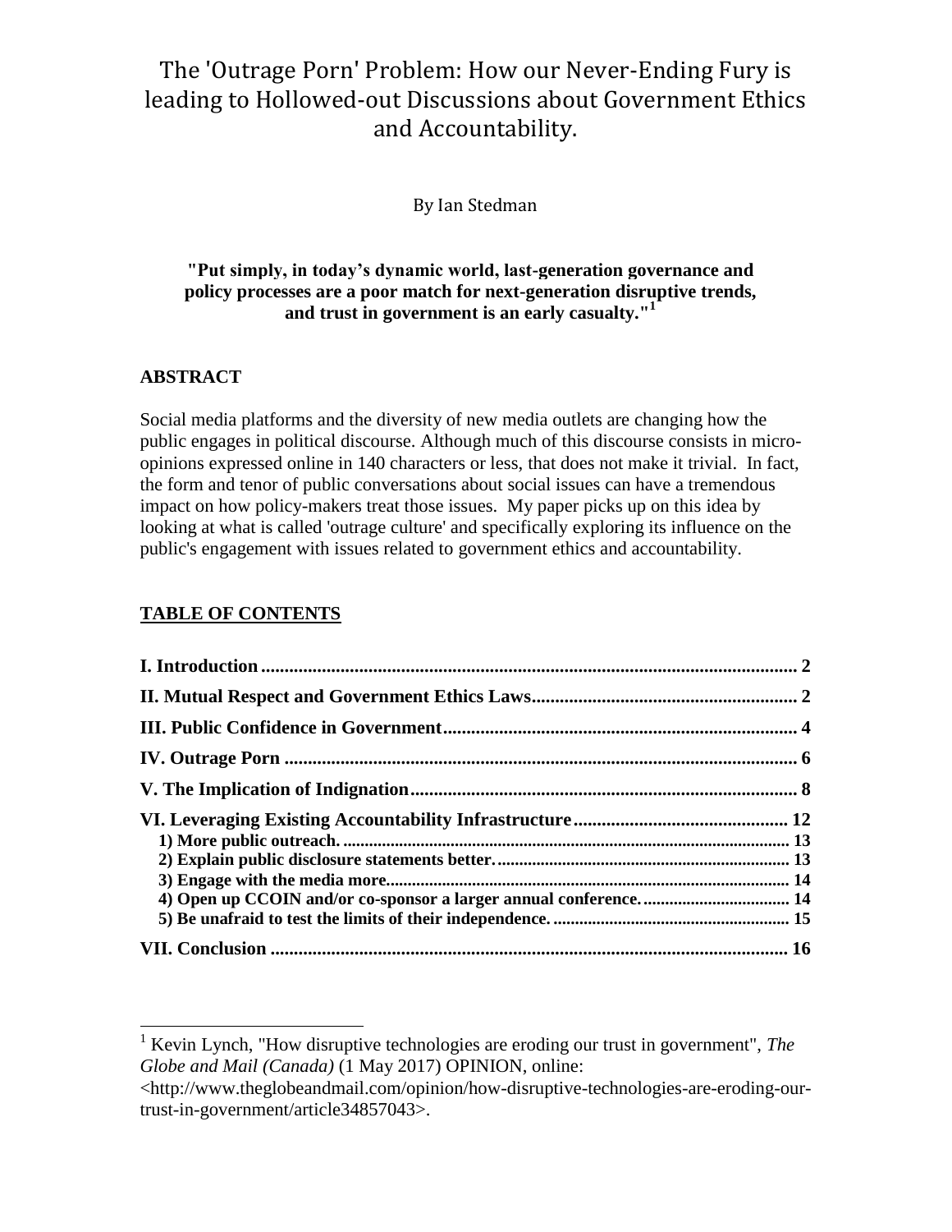# The 'Outrage Porn' Problem: How our Never-Ending Fury is leading to Hollowed-out Discussions about Government Ethics and Accountability.

By Ian Stedman

**"Put simply, in today's dynamic world, last-generation governance and policy processes are a poor match for next-generation disruptive trends, and trust in government is an early casualty."[1]**

## ABSTRACT

Social media platforms and the diversity of new media outlets are changing how the public engages in political discourse. Although much of this discourse consists in micro-opinions expressed online in 140 characters or less, that does not make it trivial. In fact, the form and tenor of public conversations about social issues can have a tremendous impact on how policy-makers treat those issues. My paper picks up on this idea by looking at what is called 'outrage culture' and specifically exploring its influence on the public's engagement with issues related to government ethics and accountability.

## TABLE OF CONTENTS

| | |
|---|---|
| **I. Introduction** | **2** |
| **II. Mutual Respect and Government Ethics Laws** | **2** |
| **III. Public Confidence in Government** | **4** |
| **IV. Outrage Porn** | **6** |
| **V. The Implication of Indignation** | **8** |
| **VI. Leveraging Existing Accountability Infrastructure** | **12** |
| **1) More public outreach.** | **13** |
| **2) Explain public disclosure statements better.** | **13** |
| **3) Engage with the media more.** | **14** |
| **4) Open up CCOIN and/or co-sponsor a larger annual conference.** | **14** |
| **5) Be unafraid to test the limits of their independence.** | **15** |
| **VII. Conclusion** | **16** |

---

[1] Kevin Lynch, "How disruptive technologies are eroding our trust in government", *The Globe and Mail (Canada)* (1 May 2017) OPINION, online: <http://www.theglobeandmail.com/opinion/how-disruptive-technologies-are-eroding-our-trust-in-government/article34857043>.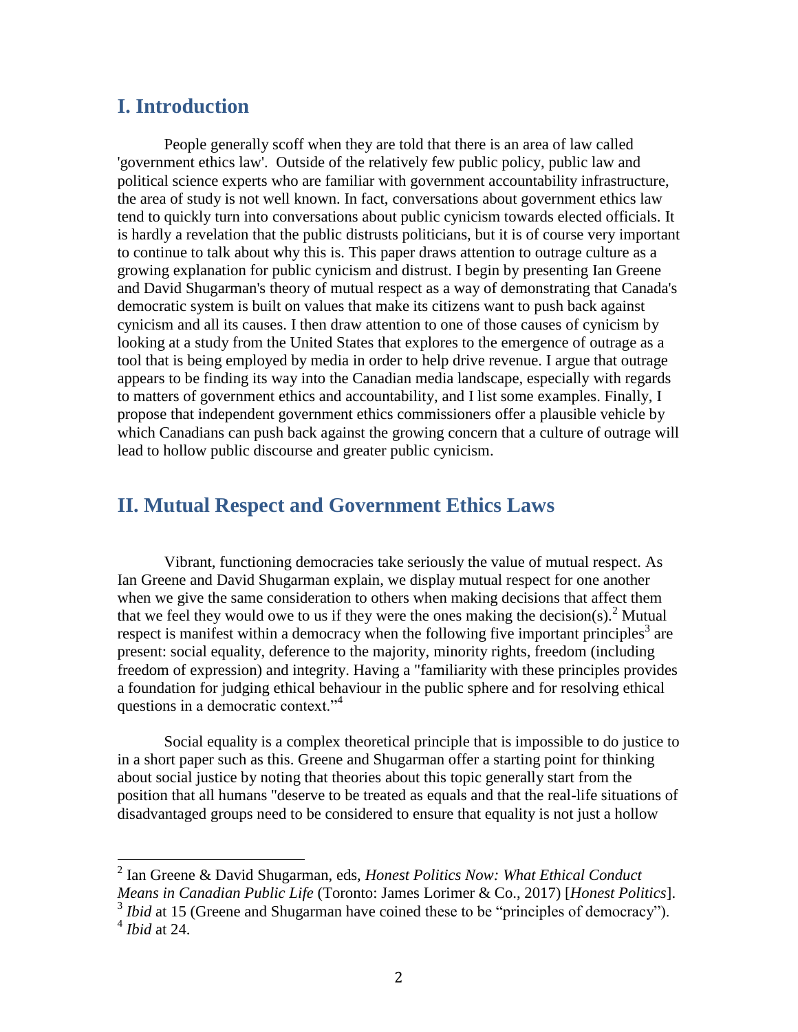## I. Introduction

People generally scoff when they are told that there is an area of law called 'government ethics law'. Outside of the relatively few public policy, public law and political science experts who are familiar with government accountability infrastructure, the area of study is not well known. In fact, conversations about government ethics law tend to quickly turn into conversations about public cynicism towards elected officials. It is hardly a revelation that the public distrusts politicians, but it is of course very important to continue to talk about why this is. This paper draws attention to outrage culture as a growing explanation for public cynicism and distrust. I begin by presenting Ian Greene and David Shugarman's theory of mutual respect as a way of demonstrating that Canada's democratic system is built on values that make its citizens want to push back against cynicism and all its causes. I then draw attention to one of those causes of cynicism by looking at a study from the United States that explores to the emergence of outrage as a tool that is being employed by media in order to help drive revenue. I argue that outrage appears to be finding its way into the Canadian media landscape, especially with regards to matters of government ethics and accountability, and I list some examples. Finally, I propose that independent government ethics commissioners offer a plausible vehicle by which Canadians can push back against the growing concern that a culture of outrage will lead to hollow public discourse and greater public cynicism.

## II. Mutual Respect and Government Ethics Laws

Vibrant, functioning democracies take seriously the value of mutual respect. As Ian Greene and David Shugarman explain, we display mutual respect for one another when we give the same consideration to others when making decisions that affect them that we feel they would owe to us if they were the ones making the decision(s).[2] Mutual respect is manifest within a democracy when the following five important principles[3] are present: social equality, deference to the majority, minority rights, freedom (including freedom of expression) and integrity. Having a "familiarity with these principles provides a foundation for judging ethical behaviour in the public sphere and for resolving ethical questions in a democratic context."[4]

Social equality is a complex theoretical principle that is impossible to do justice to in a short paper such as this. Greene and Shugarman offer a starting point for thinking about social justice by noting that theories about this topic generally start from the position that all humans "deserve to be treated as equals and that the real-life situations of disadvantaged groups need to be considered to ensure that equality is not just a hollow

---

[2] Ian Greene & David Shugarman, eds, *Honest Politics Now: What Ethical Conduct Means in Canadian Public Life* (Toronto: James Lorimer & Co., 2017) [*Honest Politics*].

[3] *Ibid* at 15 (Greene and Shugarman have coined these to be "principles of democracy").

[4] *Ibid* at 24.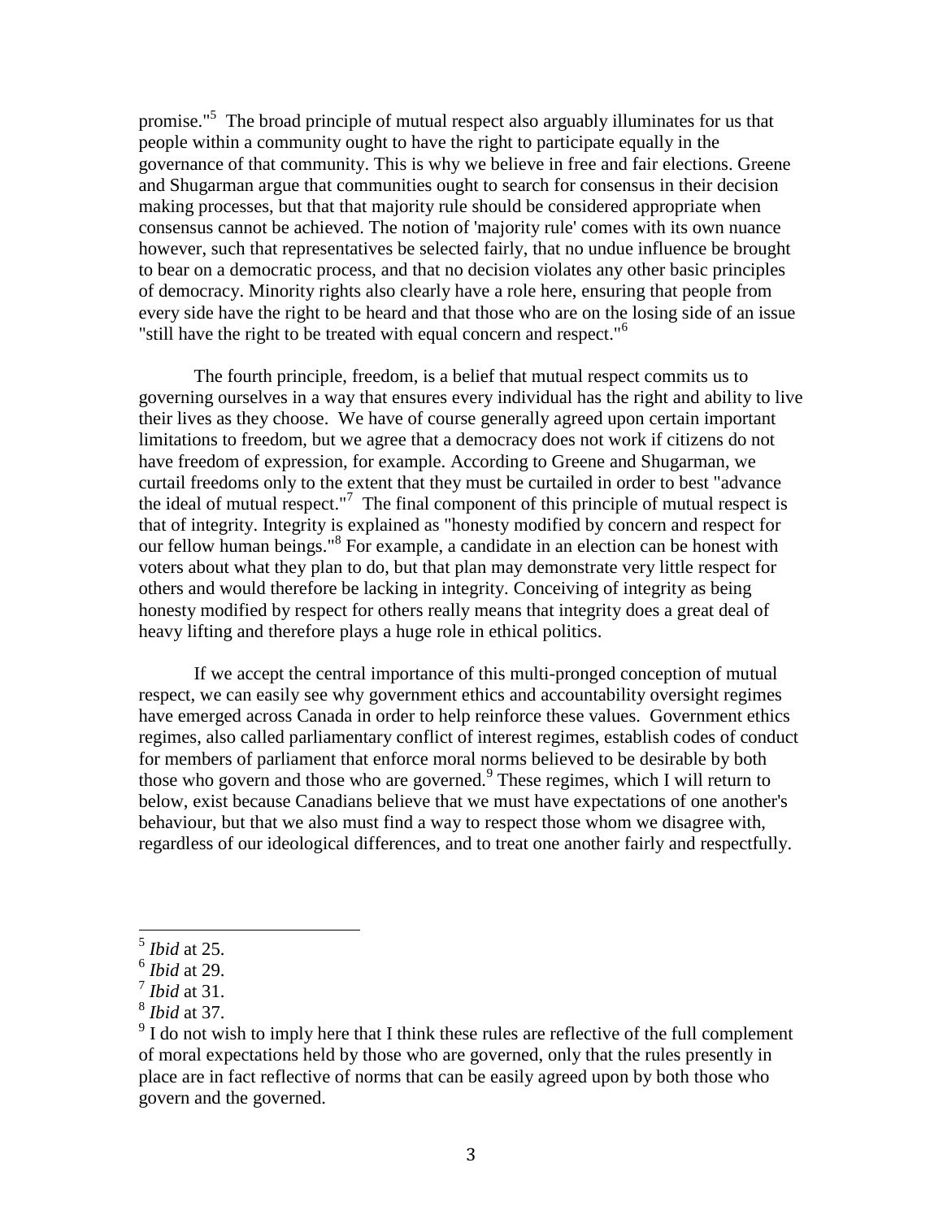promise."[5] The broad principle of mutual respect also arguably illuminates for us that people within a community ought to have the right to participate equally in the governance of that community. This is why we believe in free and fair elections. Greene and Shugarman argue that communities ought to search for consensus in their decision making processes, but that that majority rule should be considered appropriate when consensus cannot be achieved. The notion of 'majority rule' comes with its own nuance however, such that representatives be selected fairly, that no undue influence be brought to bear on a democratic process, and that no decision violates any other basic principles of democracy. Minority rights also clearly have a role here, ensuring that people from every side have the right to be heard and that those who are on the losing side of an issue "still have the right to be treated with equal concern and respect."[6]

The fourth principle, freedom, is a belief that mutual respect commits us to governing ourselves in a way that ensures every individual has the right and ability to live their lives as they choose. We have of course generally agreed upon certain important limitations to freedom, but we agree that a democracy does not work if citizens do not have freedom of expression, for example. According to Greene and Shugarman, we curtail freedoms only to the extent that they must be curtailed in order to best "advance the ideal of mutual respect."[7] The final component of this principle of mutual respect is that of integrity. Integrity is explained as "honesty modified by concern and respect for our fellow human beings."[8] For example, a candidate in an election can be honest with voters about what they plan to do, but that plan may demonstrate very little respect for others and would therefore be lacking in integrity. Conceiving of integrity as being honesty modified by respect for others really means that integrity does a great deal of heavy lifting and therefore plays a huge role in ethical politics.

If we accept the central importance of this multi-pronged conception of mutual respect, we can easily see why government ethics and accountability oversight regimes have emerged across Canada in order to help reinforce these values. Government ethics regimes, also called parliamentary conflict of interest regimes, establish codes of conduct for members of parliament that enforce moral norms believed to be desirable by both those who govern and those who are governed.[9] These regimes, which I will return to below, exist because Canadians believe that we must have expectations of one another's behaviour, but that we also must find a way to respect those whom we disagree with, regardless of our ideological differences, and to treat one another fairly and respectfully.

---

[5] *Ibid* at 25.

[6] *Ibid* at 29.

[7] *Ibid* at 31.

[8] *Ibid* at 37.

[9] I do not wish to imply here that I think these rules are reflective of the full complement of moral expectations held by those who are governed, only that the rules presently in place are in fact reflective of norms that can be easily agreed upon by both those who govern and the governed.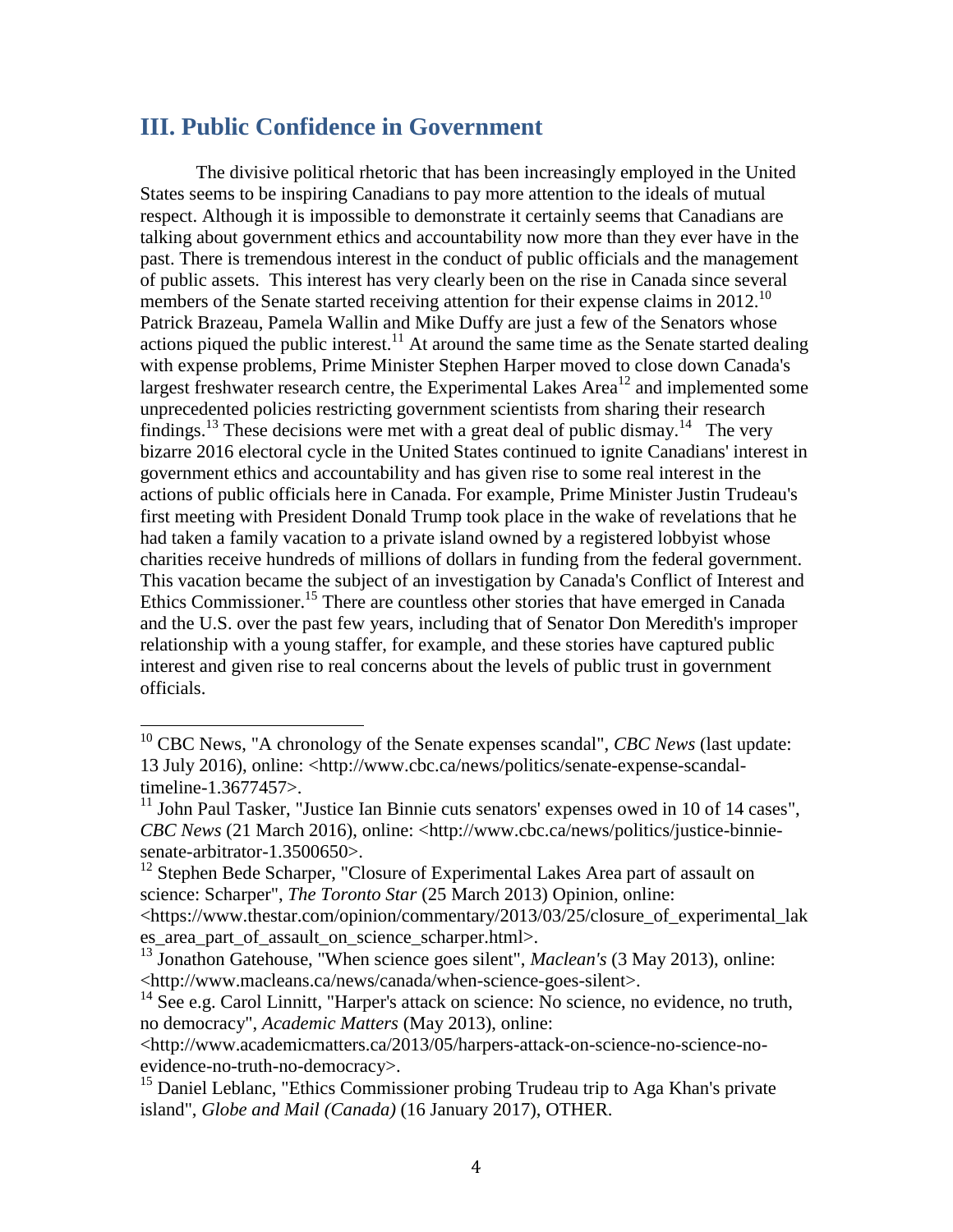## III. Public Confidence in Government

The divisive political rhetoric that has been increasingly employed in the United States seems to be inspiring Canadians to pay more attention to the ideals of mutual respect. Although it is impossible to demonstrate it certainly seems that Canadians are talking about government ethics and accountability now more than they ever have in the past. There is tremendous interest in the conduct of public officials and the management of public assets. This interest has very clearly been on the rise in Canada since several members of the Senate started receiving attention for their expense claims in 2012.[10] Patrick Brazeau, Pamela Wallin and Mike Duffy are just a few of the Senators whose actions piqued the public interest.[11] At around the same time as the Senate started dealing with expense problems, Prime Minister Stephen Harper moved to close down Canada's largest freshwater research centre, the Experimental Lakes Area[12] and implemented some unprecedented policies restricting government scientists from sharing their research findings.[13] These decisions were met with a great deal of public dismay.[14] The very bizarre 2016 electoral cycle in the United States continued to ignite Canadians' interest in government ethics and accountability and has given rise to some real interest in the actions of public officials here in Canada. For example, Prime Minister Justin Trudeau's first meeting with President Donald Trump took place in the wake of revelations that he had taken a family vacation to a private island owned by a registered lobbyist whose charities receive hundreds of millions of dollars in funding from the federal government. This vacation became the subject of an investigation by Canada's Conflict of Interest and Ethics Commissioner.[15] There are countless other stories that have emerged in Canada and the U.S. over the past few years, including that of Senator Don Meredith's improper relationship with a young staffer, for example, and these stories have captured public interest and given rise to real concerns about the levels of public trust in government officials.

---

[10] CBC News, "A chronology of the Senate expenses scandal", *CBC News* (last update: 13 July 2016), online: <http://www.cbc.ca/news/politics/senate-expense-scandal-timeline-1.3677457>.

[11] John Paul Tasker, "Justice Ian Binnie cuts senators' expenses owed in 10 of 14 cases", *CBC News* (21 March 2016), online: <http://www.cbc.ca/news/politics/justice-binnie-senate-arbitrator-1.3500650>.

[12] Stephen Bede Scharper, "Closure of Experimental Lakes Area part of assault on science: Scharper", *The Toronto Star* (25 March 2013) Opinion, online: <https://www.thestar.com/opinion/commentary/2013/03/25/closure_of_experimental_lakes_area_part_of_assault_on_science_scharper.html>.

[13] Jonathon Gatehouse, "When science goes silent", *Maclean's* (3 May 2013), online: <http://www.macleans.ca/news/canada/when-science-goes-silent>.

[14] See e.g. Carol Linnitt, "Harper's attack on science: No science, no evidence, no truth, no democracy", *Academic Matters* (May 2013), online: <http://www.academicmatters.ca/2013/05/harpers-attack-on-science-no-science-no-evidence-no-truth-no-democracy>.

[15] Daniel Leblanc, "Ethics Commissioner probing Trudeau trip to Aga Khan's private island", *Globe and Mail (Canada)* (16 January 2017), OTHER.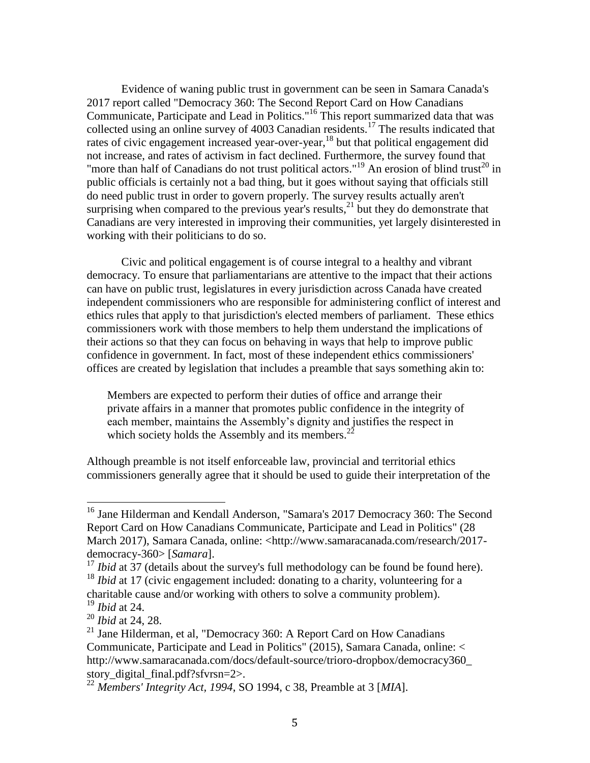Evidence of waning public trust in government can be seen in Samara Canada's 2017 report called "Democracy 360: The Second Report Card on How Canadians Communicate, Participate and Lead in Politics."[16] This report summarized data that was collected using an online survey of 4003 Canadian residents.[17] The results indicated that rates of civic engagement increased year-over-year,[18] but that political engagement did not increase, and rates of activism in fact declined. Furthermore, the survey found that "more than half of Canadians do not trust political actors."[19] An erosion of blind trust[20] in public officials is certainly not a bad thing, but it goes without saying that officials still do need public trust in order to govern properly. The survey results actually aren't surprising when compared to the previous year's results,[21] but they do demonstrate that Canadians are very interested in improving their communities, yet largely disinterested in working with their politicians to do so.

Civic and political engagement is of course integral to a healthy and vibrant democracy. To ensure that parliamentarians are attentive to the impact that their actions can have on public trust, legislatures in every jurisdiction across Canada have created independent commissioners who are responsible for administering conflict of interest and ethics rules that apply to that jurisdiction's elected members of parliament. These ethics commissioners work with those members to help them understand the implications of their actions so that they can focus on behaving in ways that help to improve public confidence in government. In fact, most of these independent ethics commissioners' offices are created by legislation that includes a preamble that says something akin to:

> Members are expected to perform their duties of office and arrange their private affairs in a manner that promotes public confidence in the integrity of each member, maintains the Assembly's dignity and justifies the respect in which society holds the Assembly and its members.[22]

Although preamble is not itself enforceable law, provincial and territorial ethics commissioners generally agree that it should be used to guide their interpretation of the

---

[16] Jane Hilderman and Kendall Anderson, "Samara's 2017 Democracy 360: The Second Report Card on How Canadians Communicate, Participate and Lead in Politics" (28 March 2017), Samara Canada, online: <http://www.samaracanada.com/research/2017-democracy-360> [*Samara*].

[17] *Ibid* at 37 (details about the survey's full methodology can be found be found here).

[18] *Ibid* at 17 (civic engagement included: donating to a charity, volunteering for a charitable cause and/or working with others to solve a community problem).

[19] *Ibid* at 24.

[20] *Ibid* at 24, 28.

[21] Jane Hilderman, et al, "Democracy 360: A Report Card on How Canadians Communicate, Participate and Lead in Politics" (2015), Samara Canada, online: < http://www.samaracanada.com/docs/default-source/trioro-dropbox/democracy360_story_digital_final.pdf?sfvrsn=2>.

[22] *Members' Integrity Act, 1994*, SO 1994, c 38, Preamble at 3 [*MIA*].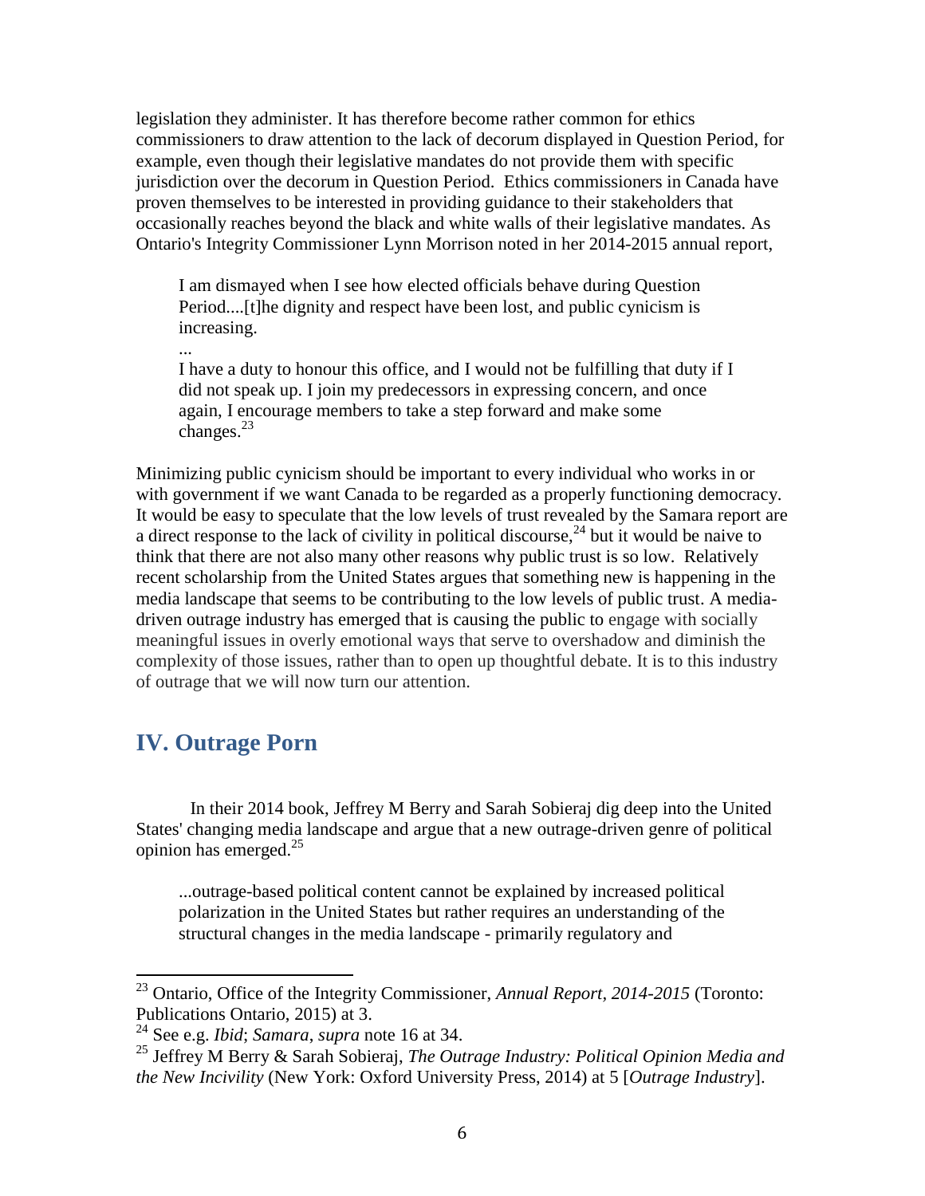legislation they administer. It has therefore become rather common for ethics commissioners to draw attention to the lack of decorum displayed in Question Period, for example, even though their legislative mandates do not provide them with specific jurisdiction over the decorum in Question Period. Ethics commissioners in Canada have proven themselves to be interested in providing guidance to their stakeholders that occasionally reaches beyond the black and white walls of their legislative mandates. As Ontario's Integrity Commissioner Lynn Morrison noted in her 2014-2015 annual report,

> I am dismayed when I see how elected officials behave during Question Period....[t]he dignity and respect have been lost, and public cynicism is increasing.
>
> ...
>
> I have a duty to honour this office, and I would not be fulfilling that duty if I did not speak up. I join my predecessors in expressing concern, and once again, I encourage members to take a step forward and make some changes.[23]

Minimizing public cynicism should be important to every individual who works in or with government if we want Canada to be regarded as a properly functioning democracy. It would be easy to speculate that the low levels of trust revealed by the Samara report are a direct response to the lack of civility in political discourse,[24] but it would be naive to think that there are not also many other reasons why public trust is so low. Relatively recent scholarship from the United States argues that something new is happening in the media landscape that seems to be contributing to the low levels of public trust. A media-driven outrage industry has emerged that is causing the public to engage with socially meaningful issues in overly emotional ways that serve to overshadow and diminish the complexity of those issues, rather than to open up thoughtful debate. It is to this industry of outrage that we will now turn our attention.

## IV. Outrage Porn

In their 2014 book, Jeffrey M Berry and Sarah Sobieraj dig deep into the United States' changing media landscape and argue that a new outrage-driven genre of political opinion has emerged.[25]

> ...outrage-based political content cannot be explained by increased political polarization in the United States but rather requires an understanding of the structural changes in the media landscape - primarily regulatory and

---

[23] Ontario, Office of the Integrity Commissioner, *Annual Report, 2014-2015* (Toronto: Publications Ontario, 2015) at 3.

[24] See e.g. *Ibid*; *Samara*, *supra* note 16 at 34.

[25] Jeffrey M Berry & Sarah Sobieraj, *The Outrage Industry: Political Opinion Media and the New Incivility* (New York: Oxford University Press, 2014) at 5 [*Outrage Industry*].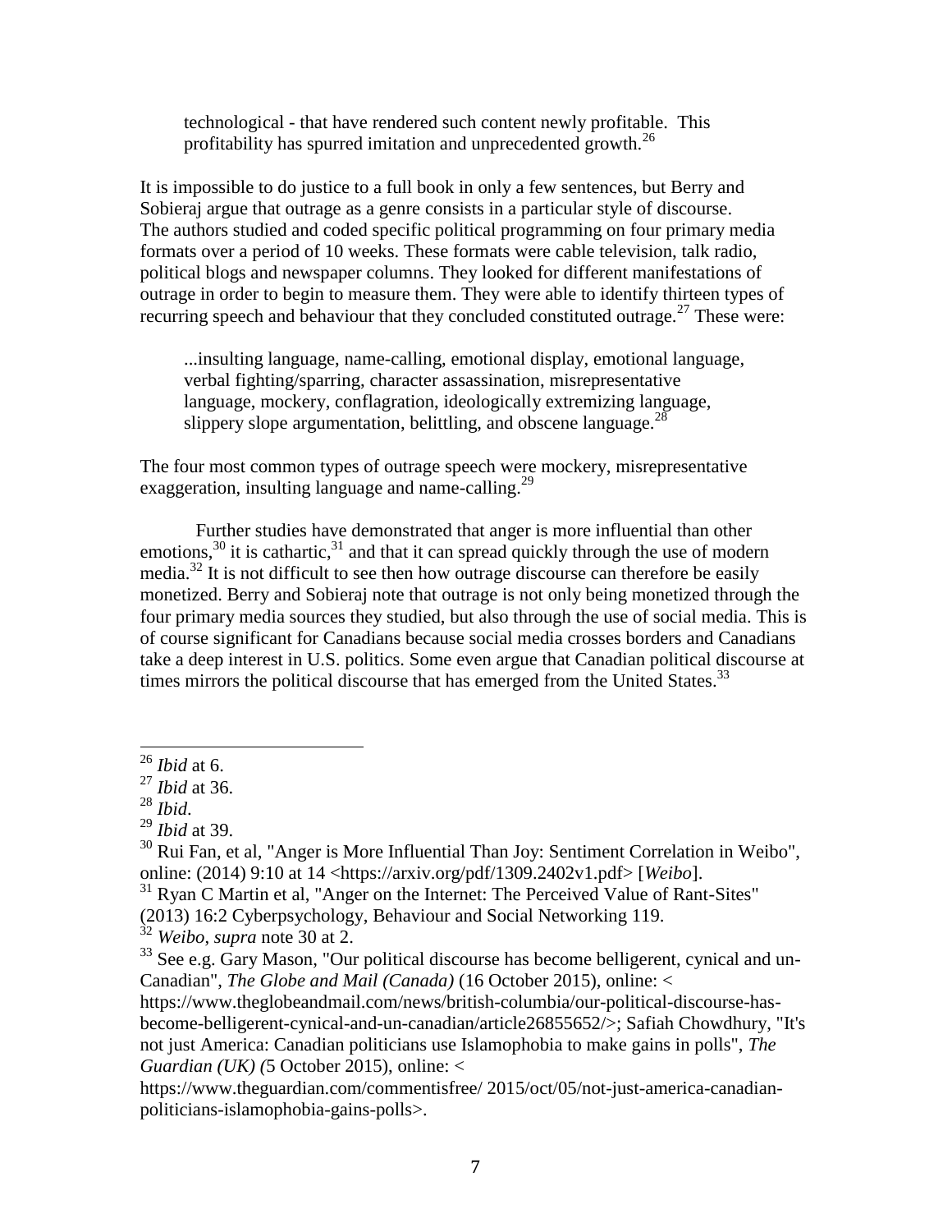> technological - that have rendered such content newly profitable. This profitability has spurred imitation and unprecedented growth.[26]

It is impossible to do justice to a full book in only a few sentences, but Berry and Sobieraj argue that outrage as a genre consists in a particular style of discourse. The authors studied and coded specific political programming on four primary media formats over a period of 10 weeks. These formats were cable television, talk radio, political blogs and newspaper columns. They looked for different manifestations of outrage in order to begin to measure them. They were able to identify thirteen types of recurring speech and behaviour that they concluded constituted outrage.[27] These were:

> ...insulting language, name-calling, emotional display, emotional language, verbal fighting/sparring, character assassination, misrepresentative language, mockery, conflagration, ideologically extremizing language, slippery slope argumentation, belittling, and obscene language.[28]

The four most common types of outrage speech were mockery, misrepresentative exaggeration, insulting language and name-calling.[29]

Further studies have demonstrated that anger is more influential than other emotions,[30] it is cathartic,[31] and that it can spread quickly through the use of modern media.[32] It is not difficult to see then how outrage discourse can therefore be easily monetized. Berry and Sobieraj note that outrage is not only being monetized through the four primary media sources they studied, but also through the use of social media. This is of course significant for Canadians because social media crosses borders and Canadians take a deep interest in U.S. politics. Some even argue that Canadian political discourse at times mirrors the political discourse that has emerged from the United States.[33]

---

[26] *Ibid* at 6.

[27] *Ibid* at 36.

[28] *Ibid*.

[29] *Ibid* at 39.

[30] Rui Fan, et al, "Anger is More Influential Than Joy: Sentiment Correlation in Weibo", online: (2014) 9:10 at 14 <https://arxiv.org/pdf/1309.2402v1.pdf> [*Weibo*].

[31] Ryan C Martin et al, "Anger on the Internet: The Perceived Value of Rant-Sites" (2013) 16:2 Cyberpsychology, Behaviour and Social Networking 119.

[32] *Weibo*, *supra* note 30 at 2.

[33] See e.g. Gary Mason, "Our political discourse has become belligerent, cynical and un-Canadian", *The Globe and Mail (Canada)* (16 October 2015), online: < https://www.theglobeandmail.com/news/british-columbia/our-political-discourse-has-become-belligerent-cynical-and-un-canadian/article26855652/>; Safiah Chowdhury, "It's not just America: Canadian politicians use Islamophobia to make gains in polls", *The Guardian (UK) (*5 October 2015), online: < https://www.theguardian.com/commentisfree/ 2015/oct/05/not-just-america-canadian-politicians-islamophobia-gains-polls>.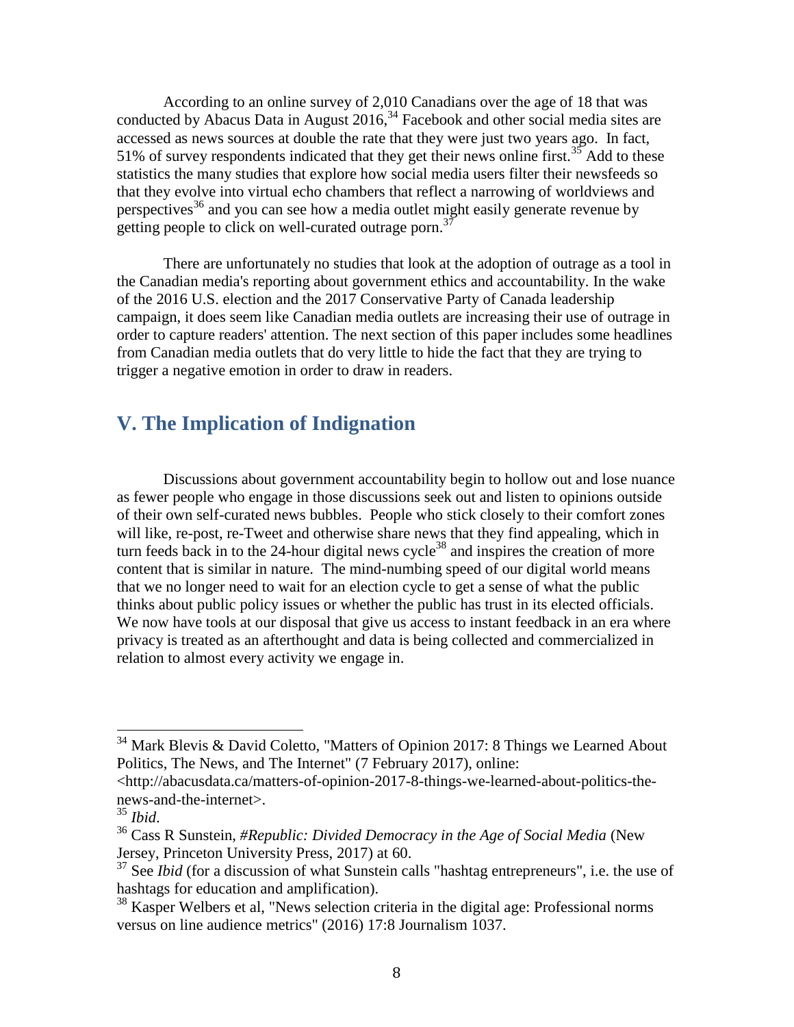According to an online survey of 2,010 Canadians over the age of 18 that was conducted by Abacus Data in August 2016,[34] Facebook and other social media sites are accessed as news sources at double the rate that they were just two years ago. In fact, 51% of survey respondents indicated that they get their news online first.[35] Add to these statistics the many studies that explore how social media users filter their newsfeeds so that they evolve into virtual echo chambers that reflect a narrowing of worldviews and perspectives[36] and you can see how a media outlet might easily generate revenue by getting people to click on well-curated outrage porn.[37]

There are unfortunately no studies that look at the adoption of outrage as a tool in the Canadian media's reporting about government ethics and accountability. In the wake of the 2016 U.S. election and the 2017 Conservative Party of Canada leadership campaign, it does seem like Canadian media outlets are increasing their use of outrage in order to capture readers' attention. The next section of this paper includes some headlines from Canadian media outlets that do very little to hide the fact that they are trying to trigger a negative emotion in order to draw in readers.

## V. The Implication of Indignation

Discussions about government accountability begin to hollow out and lose nuance as fewer people who engage in those discussions seek out and listen to opinions outside of their own self-curated news bubbles. People who stick closely to their comfort zones will like, re-post, re-Tweet and otherwise share news that they find appealing, which in turn feeds back in to the 24-hour digital news cycle[38] and inspires the creation of more content that is similar in nature. The mind-numbing speed of our digital world means that we no longer need to wait for an election cycle to get a sense of what the public thinks about public policy issues or whether the public has trust in its elected officials. We now have tools at our disposal that give us access to instant feedback in an era where privacy is treated as an afterthought and data is being collected and commercialized in relation to almost every activity we engage in.

---

[34] Mark Blevis & David Coletto, "Matters of Opinion 2017: 8 Things we Learned About Politics, The News, and The Internet" (7 February 2017), online: <http://abacusdata.ca/matters-of-opinion-2017-8-things-we-learned-about-politics-the-news-and-the-internet>.

[35] *Ibid*.

[36] Cass R Sunstein, *#Republic: Divided Democracy in the Age of Social Media* (New Jersey, Princeton University Press, 2017) at 60.

[37] See *Ibid* (for a discussion of what Sunstein calls "hashtag entrepreneurs", i.e. the use of hashtags for education and amplification).

[38] Kasper Welbers et al, "News selection criteria in the digital age: Professional norms versus on line audience metrics" (2016) 17:8 Journalism 1037.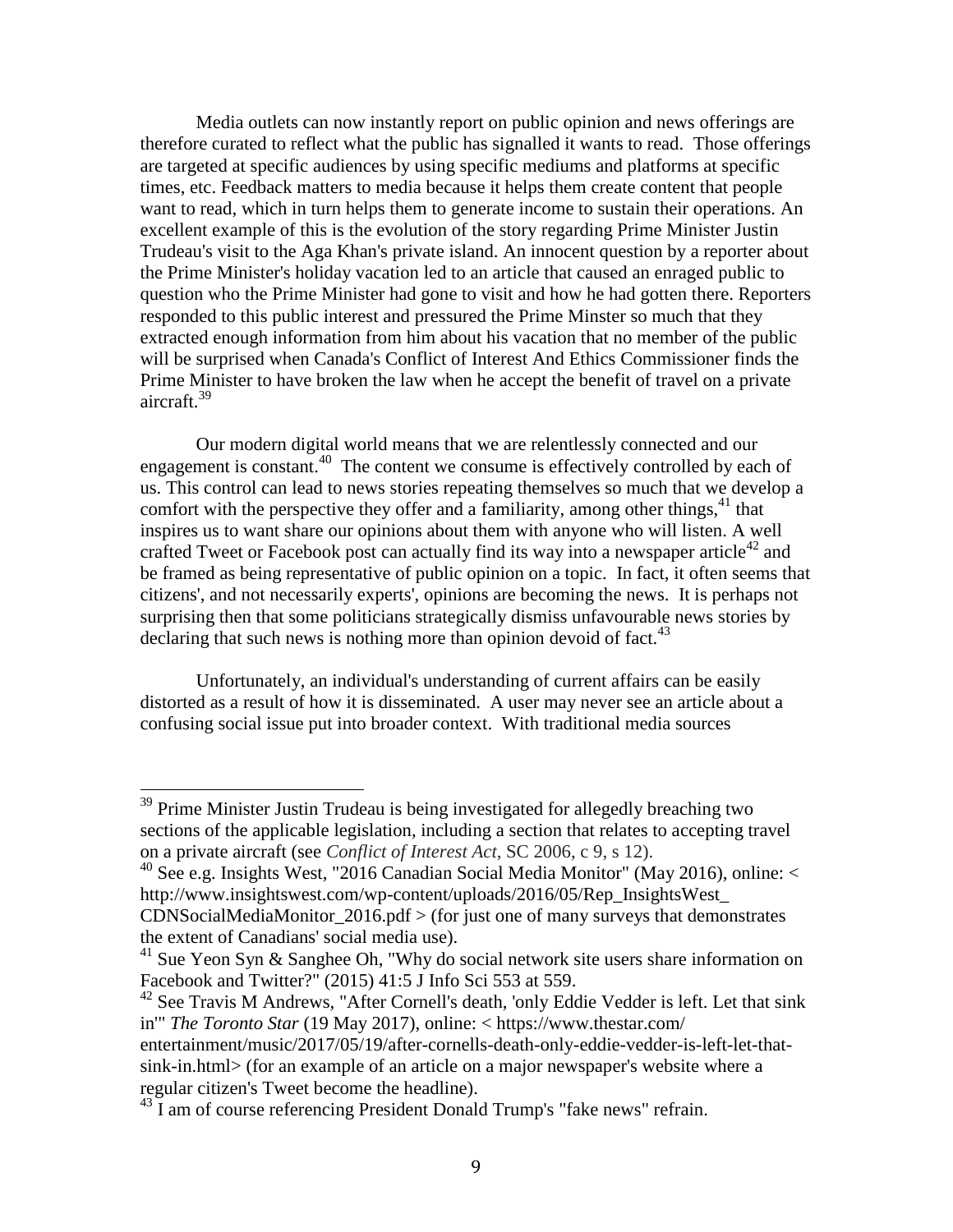Media outlets can now instantly report on public opinion and news offerings are therefore curated to reflect what the public has signalled it wants to read. Those offerings are targeted at specific audiences by using specific mediums and platforms at specific times, etc. Feedback matters to media because it helps them create content that people want to read, which in turn helps them to generate income to sustain their operations. An excellent example of this is the evolution of the story regarding Prime Minister Justin Trudeau's visit to the Aga Khan's private island. An innocent question by a reporter about the Prime Minister's holiday vacation led to an article that caused an enraged public to question who the Prime Minister had gone to visit and how he had gotten there. Reporters responded to this public interest and pressured the Prime Minster so much that they extracted enough information from him about his vacation that no member of the public will be surprised when Canada's Conflict of Interest And Ethics Commissioner finds the Prime Minister to have broken the law when he accept the benefit of travel on a private aircraft.[39]

Our modern digital world means that we are relentlessly connected and our engagement is constant.[40] The content we consume is effectively controlled by each of us. This control can lead to news stories repeating themselves so much that we develop a comfort with the perspective they offer and a familiarity, among other things,[41] that inspires us to want share our opinions about them with anyone who will listen. A well crafted Tweet or Facebook post can actually find its way into a newspaper article[42] and be framed as being representative of public opinion on a topic. In fact, it often seems that citizens', and not necessarily experts', opinions are becoming the news. It is perhaps not surprising then that some politicians strategically dismiss unfavourable news stories by declaring that such news is nothing more than opinion devoid of fact.[43]

Unfortunately, an individual's understanding of current affairs can be easily distorted as a result of how it is disseminated. A user may never see an article about a confusing social issue put into broader context. With traditional media sources

---

[39] Prime Minister Justin Trudeau is being investigated for allegedly breaching two sections of the applicable legislation, including a section that relates to accepting travel on a private aircraft (see *Conflict of Interest Act*, SC 2006, c 9, s 12).

[40] See e.g. Insights West, "2016 Canadian Social Media Monitor" (May 2016), online: < http://www.insightswest.com/wp-content/uploads/2016/05/Rep_InsightsWest_CDNSocialMediaMonitor_2016.pdf > (for just one of many surveys that demonstrates the extent of Canadians' social media use).

[41] Sue Yeon Syn & Sanghee Oh, "Why do social network site users share information on Facebook and Twitter?" (2015) 41:5 J Info Sci 553 at 559.

[42] See Travis M Andrews, "After Cornell's death, 'only Eddie Vedder is left. Let that sink in'" *The Toronto Star* (19 May 2017), online: < https://www.thestar.com/entertainment/music/2017/05/19/after-cornells-death-only-eddie-vedder-is-left-let-that-sink-in.html> (for an example of an article on a major newspaper's website where a regular citizen's Tweet become the headline).

[43] I am of course referencing President Donald Trump's "fake news" refrain.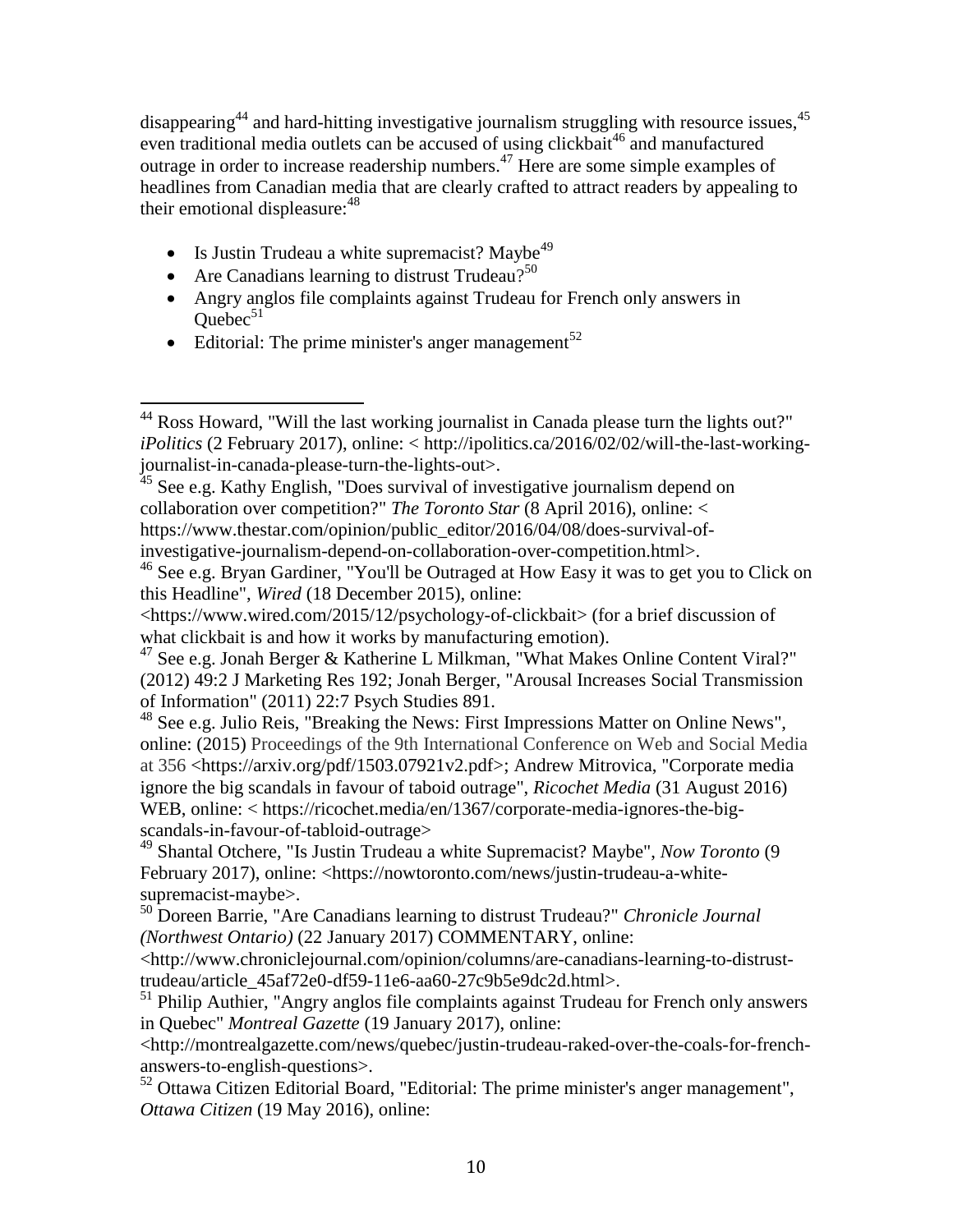disappearing[44] and hard-hitting investigative journalism struggling with resource issues,[45] even traditional media outlets can be accused of using clickbait[46] and manufactured outrage in order to increase readership numbers.[47] Here are some simple examples of headlines from Canadian media that are clearly crafted to attract readers by appealing to their emotional displeasure:[48]

- Is Justin Trudeau a white supremacist? Maybe[49]
- Are Canadians learning to distrust Trudeau?[50]
- Angry anglos file complaints against Trudeau for French only answers in Quebec[51]
- Editorial: The prime minister's anger management[52]

---

[44] Ross Howard, "Will the last working journalist in Canada please turn the lights out?" *iPolitics* (2 February 2017), online: < http://ipolitics.ca/2016/02/02/will-the-last-working-journalist-in-canada-please-turn-the-lights-out>.

[45] See e.g. Kathy English, "Does survival of investigative journalism depend on collaboration over competition?" *The Toronto Star* (8 April 2016), online: < https://www.thestar.com/opinion/public_editor/2016/04/08/does-survival-of-investigative-journalism-depend-on-collaboration-over-competition.html>.

[46] See e.g. Bryan Gardiner, "You'll be Outraged at How Easy it was to get you to Click on this Headline", *Wired* (18 December 2015), online: <https://www.wired.com/2015/12/psychology-of-clickbait> (for a brief discussion of what clickbait is and how it works by manufacturing emotion).

[47] See e.g. Jonah Berger & Katherine L Milkman, "What Makes Online Content Viral?" (2012) 49:2 J Marketing Res 192; Jonah Berger, "Arousal Increases Social Transmission of Information" (2011) 22:7 Psych Studies 891.

[48] See e.g. Julio Reis, "Breaking the News: First Impressions Matter on Online News", online: (2015) Proceedings of the 9th International Conference on Web and Social Media at 356 <https://arxiv.org/pdf/1503.07921v2.pdf>; Andrew Mitrovica, "Corporate media ignore the big scandals in favour of taboid outrage", *Ricochet Media* (31 August 2016) WEB, online: < https://ricochet.media/en/1367/corporate-media-ignores-the-big-scandals-in-favour-of-tabloid-outrage>

[49] Shantal Otchere, "Is Justin Trudeau a white Supremacist? Maybe", *Now Toronto* (9 February 2017), online: <https://nowtoronto.com/news/justin-trudeau-a-white-supremacist-maybe>.

[50] Doreen Barrie, "Are Canadians learning to distrust Trudeau?" *Chronicle Journal (Northwest Ontario)* (22 January 2017) COMMENTARY, online: <http://www.chroniclejournal.com/opinion/columns/are-canadians-learning-to-distrust-trudeau/article_45af72e0-df59-11e6-aa60-27c9b5e9dc2d.html>.

[51] Philip Authier, "Angry anglos file complaints against Trudeau for French only answers in Quebec" *Montreal Gazette* (19 January 2017), online: <http://montrealgazette.com/news/quebec/justin-trudeau-raked-over-the-coals-for-french-answers-to-english-questions>.

[52] Ottawa Citizen Editorial Board, "Editorial: The prime minister's anger management", *Ottawa Citizen* (19 May 2016), online: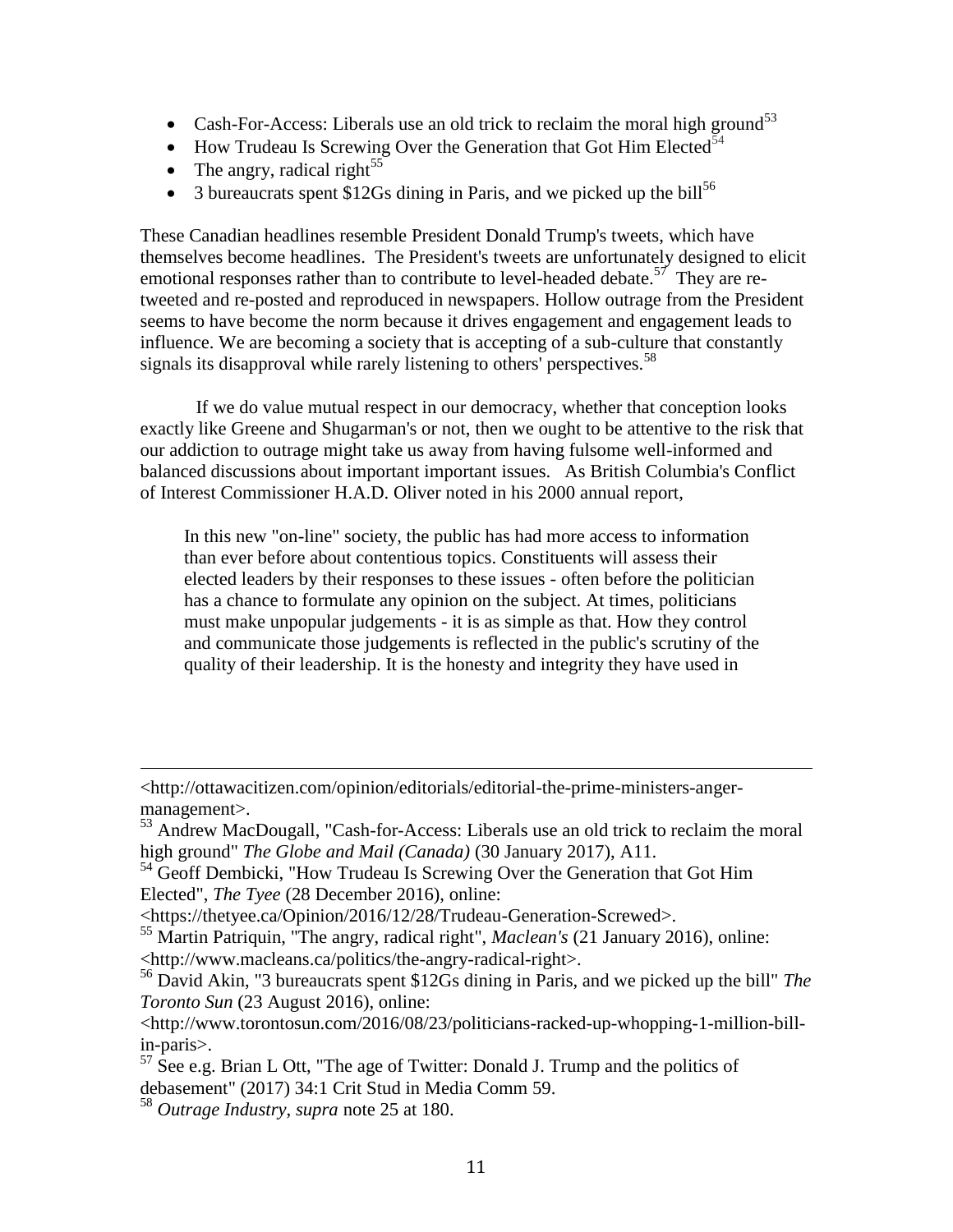- Cash-For-Access: Liberals use an old trick to reclaim the moral high ground[53]
- How Trudeau Is Screwing Over the Generation that Got Him Elected[54]
- The angry, radical right[55]
- 3 bureaucrats spent $12Gs dining in Paris, and we picked up the bill[56]

These Canadian headlines resemble President Donald Trump's tweets, which have themselves become headlines. The President's tweets are unfortunately designed to elicit emotional responses rather than to contribute to level-headed debate.[57] They are re-tweeted and re-posted and reproduced in newspapers. Hollow outrage from the President seems to have become the norm because it drives engagement and engagement leads to influence. We are becoming a society that is accepting of a sub-culture that constantly signals its disapproval while rarely listening to others' perspectives.[58]

If we do value mutual respect in our democracy, whether that conception looks exactly like Greene and Shugarman's or not, then we ought to be attentive to the risk that our addiction to outrage might take us away from having fulsome well-informed and balanced discussions about important important issues. As British Columbia's Conflict of Interest Commissioner H.A.D. Oliver noted in his 2000 annual report,

> In this new "on-line" society, the public has had more access to information than ever before about contentious topics. Constituents will assess their elected leaders by their responses to these issues - often before the politician has a chance to formulate any opinion on the subject. At times, politicians must make unpopular judgements - it is as simple as that. How they control and communicate those judgements is reflected in the public's scrutiny of the quality of their leadership. It is the honesty and integrity they have used in

---

<http://ottawacitizen.com/opinion/editorials/editorial-the-prime-ministers-anger-management>.

[53] Andrew MacDougall, "Cash-for-Access: Liberals use an old trick to reclaim the moral high ground" *The Globe and Mail (Canada)* (30 January 2017), A11.

[54] Geoff Dembicki, "How Trudeau Is Screwing Over the Generation that Got Him Elected", *The Tyee* (28 December 2016), online: <https://thetyee.ca/Opinion/2016/12/28/Trudeau-Generation-Screwed>.

[55] Martin Patriquin, "The angry, radical right", *Maclean's* (21 January 2016), online: <http://www.macleans.ca/politics/the-angry-radical-right>.

[56] David Akin, "3 bureaucrats spent $12Gs dining in Paris, and we picked up the bill" *The Toronto Sun* (23 August 2016), online: <http://www.torontosun.com/2016/08/23/politicians-racked-up-whopping-1-million-bill-in-paris>.

[57] See e.g. Brian L Ott, "The age of Twitter: Donald J. Trump and the politics of debasement" (2017) 34:1 Crit Stud in Media Comm 59.

[58] *Outrage Industry*, *supra* note 25 at 180.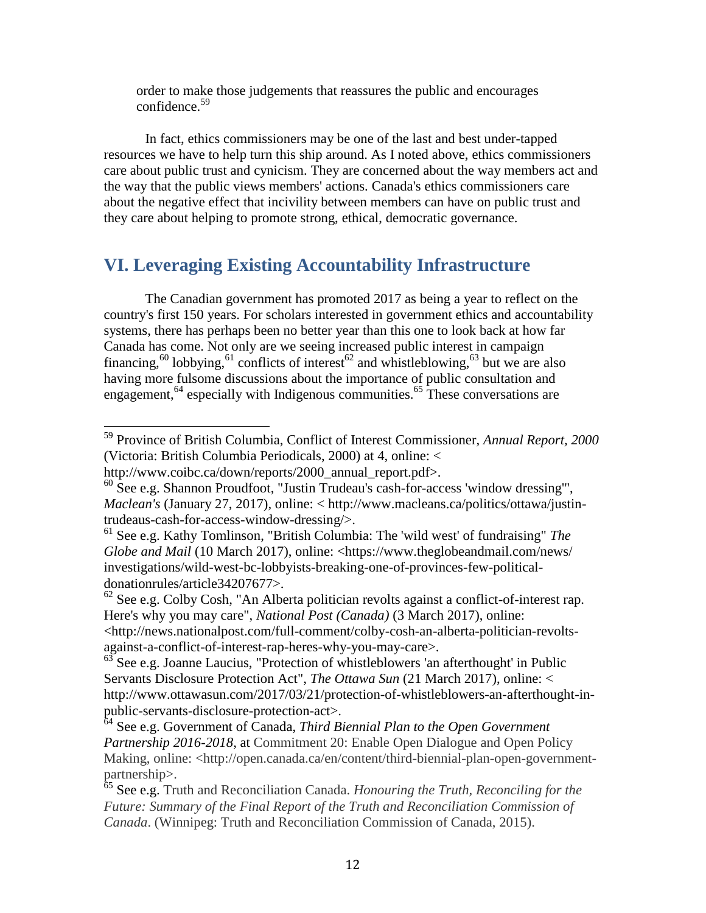order to make those judgements that reassures the public and encourages confidence.[59]

In fact, ethics commissioners may be one of the last and best under-tapped resources we have to help turn this ship around. As I noted above, ethics commissioners care about public trust and cynicism. They are concerned about the way members act and the way that the public views members' actions. Canada's ethics commissioners care about the negative effect that incivility between members can have on public trust and they care about helping to promote strong, ethical, democratic governance.

## VI. Leveraging Existing Accountability Infrastructure

The Canadian government has promoted 2017 as being a year to reflect on the country's first 150 years. For scholars interested in government ethics and accountability systems, there has perhaps been no better year than this one to look back at how far Canada has come. Not only are we seeing increased public interest in campaign financing,[60] lobbying,[61] conflicts of interest[62] and whistleblowing,[63] but we are also having more fulsome discussions about the importance of public consultation and engagement,[64] especially with Indigenous communities.[65] These conversations are

---

[59] Province of British Columbia, Conflict of Interest Commissioner, *Annual Report, 2000* (Victoria: British Columbia Periodicals, 2000) at 4, online: < http://www.coibc.ca/down/reports/2000_annual_report.pdf>.

[60] See e.g. Shannon Proudfoot, "Justin Trudeau's cash-for-access 'window dressing'", *Maclean's* (January 27, 2017), online: < http://www.macleans.ca/politics/ottawa/justin-trudeaus-cash-for-access-window-dressing/>.

[61] See e.g. Kathy Tomlinson, "British Columbia: The 'wild west' of fundraising" *The Globe and Mail* (10 March 2017), online: <https://www.theglobeandmail.com/news/investigations/wild-west-bc-lobbyists-breaking-one-of-provinces-few-political-donationrules/article34207677>.

[62] See e.g. Colby Cosh, "An Alberta politician revolts against a conflict-of-interest rap. Here's why you may care", *National Post (Canada)* (3 March 2017), online: <http://news.nationalpost.com/full-comment/colby-cosh-an-alberta-politician-revolts-against-a-conflict-of-interest-rap-heres-why-you-may-care>.

[63] See e.g. Joanne Laucius, "Protection of whistleblowers 'an afterthought' in Public Servants Disclosure Protection Act", *The Ottawa Sun* (21 March 2017), online: < http://www.ottawasun.com/2017/03/21/protection-of-whistleblowers-an-afterthought-in-public-servants-disclosure-protection-act>.

[64] See e.g. Government of Canada, *Third Biennial Plan to the Open Government Partnership 2016-2018*, at Commitment 20: Enable Open Dialogue and Open Policy Making, online: <http://open.canada.ca/en/content/third-biennial-plan-open-government-partnership>.

[65] See e.g. Truth and Reconciliation Canada. *Honouring the Truth, Reconciling for the Future: Summary of the Final Report of the Truth and Reconciliation Commission of Canada*. (Winnipeg: Truth and Reconciliation Commission of Canada, 2015).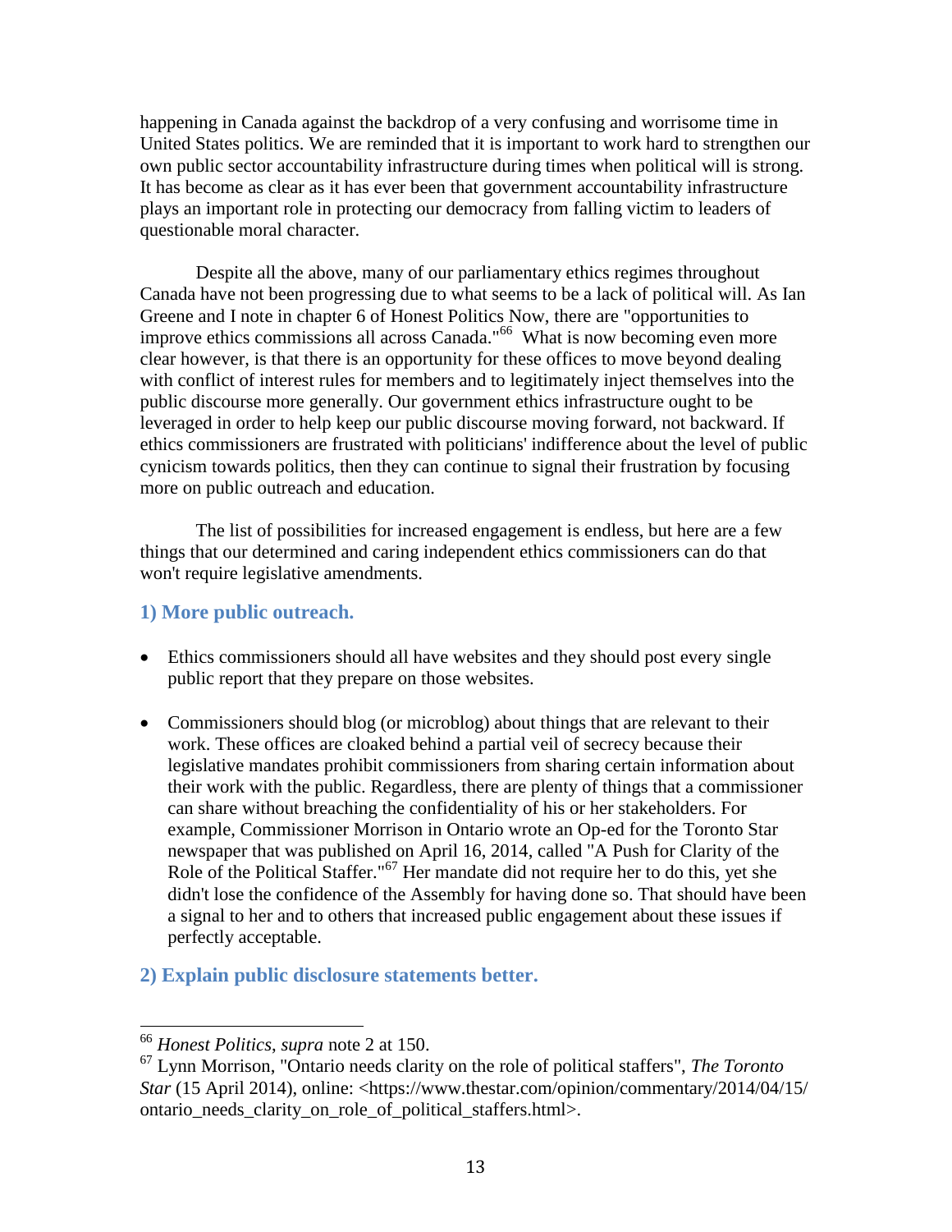happening in Canada against the backdrop of a very confusing and worrisome time in United States politics. We are reminded that it is important to work hard to strengthen our own public sector accountability infrastructure during times when political will is strong. It has become as clear as it has ever been that government accountability infrastructure plays an important role in protecting our democracy from falling victim to leaders of questionable moral character.

Despite all the above, many of our parliamentary ethics regimes throughout Canada have not been progressing due to what seems to be a lack of political will. As Ian Greene and I note in chapter 6 of Honest Politics Now, there are "opportunities to improve ethics commissions all across Canada."[66] What is now becoming even more clear however, is that there is an opportunity for these offices to move beyond dealing with conflict of interest rules for members and to legitimately inject themselves into the public discourse more generally. Our government ethics infrastructure ought to be leveraged in order to help keep our public discourse moving forward, not backward. If ethics commissioners are frustrated with politicians' indifference about the level of public cynicism towards politics, then they can continue to signal their frustration by focusing more on public outreach and education.

The list of possibilities for increased engagement is endless, but here are a few things that our determined and caring independent ethics commissioners can do that won't require legislative amendments.

### 1) More public outreach.

- Ethics commissioners should all have websites and they should post every single public report that they prepare on those websites.
- Commissioners should blog (or microblog) about things that are relevant to their work. These offices are cloaked behind a partial veil of secrecy because their legislative mandates prohibit commissioners from sharing certain information about their work with the public. Regardless, there are plenty of things that a commissioner can share without breaching the confidentiality of his or her stakeholders. For example, Commissioner Morrison in Ontario wrote an Op-ed for the Toronto Star newspaper that was published on April 16, 2014, called "A Push for Clarity of the Role of the Political Staffer."[67] Her mandate did not require her to do this, yet she didn't lose the confidence of the Assembly for having done so. That should have been a signal to her and to others that increased public engagement about these issues if perfectly acceptable.

### 2) Explain public disclosure statements better.

---

[66] *Honest Politics*, *supra* note 2 at 150.

[67] Lynn Morrison, "Ontario needs clarity on the role of political staffers", *The Toronto Star* (15 April 2014), online: <https://www.thestar.com/opinion/commentary/2014/04/15/ontario_needs_clarity_on_role_of_political_staffers.html>.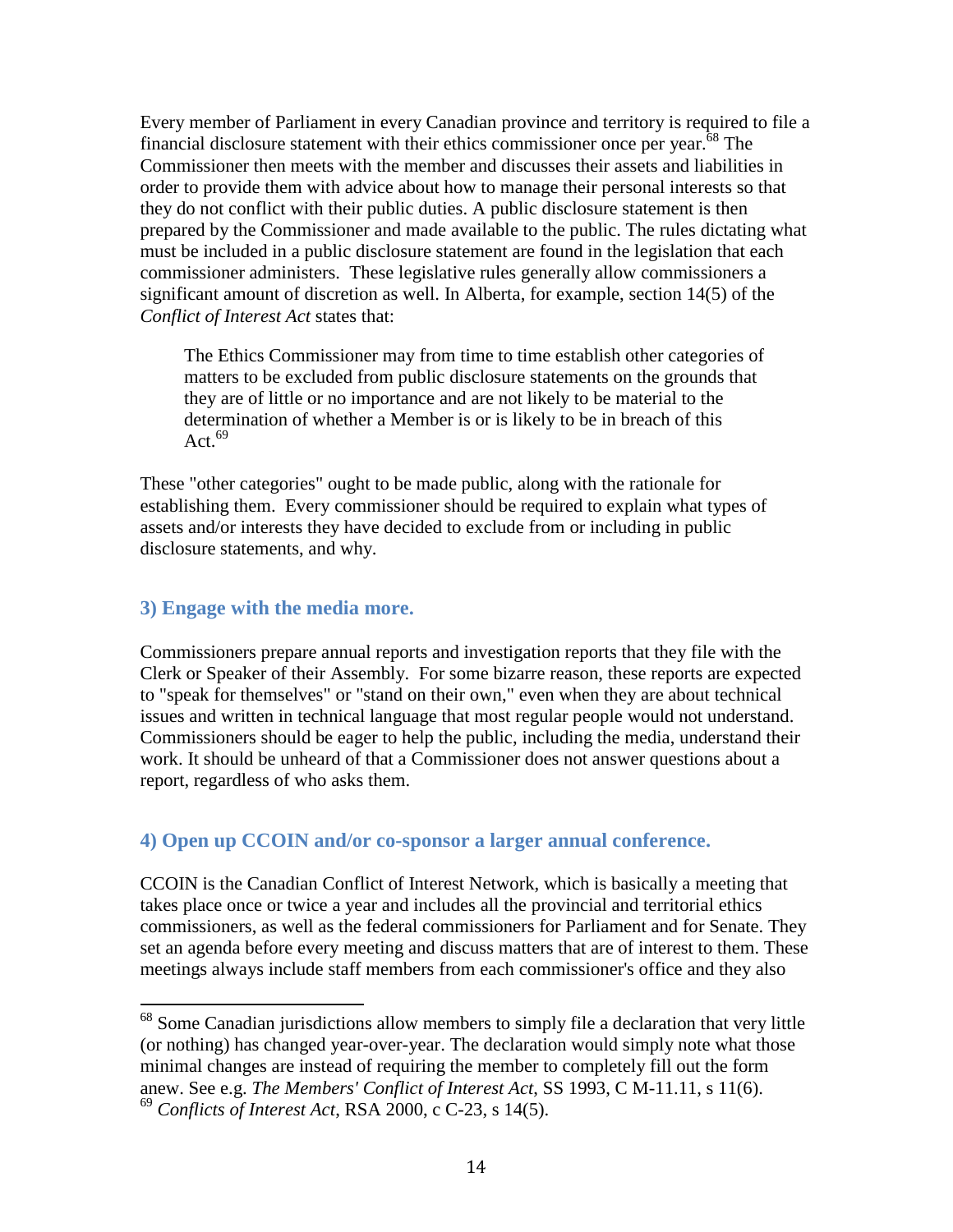Every member of Parliament in every Canadian province and territory is required to file a financial disclosure statement with their ethics commissioner once per year.[68] The Commissioner then meets with the member and discusses their assets and liabilities in order to provide them with advice about how to manage their personal interests so that they do not conflict with their public duties. A public disclosure statement is then prepared by the Commissioner and made available to the public. The rules dictating what must be included in a public disclosure statement are found in the legislation that each commissioner administers. These legislative rules generally allow commissioners a significant amount of discretion as well. In Alberta, for example, section 14(5) of the *Conflict of Interest Act* states that:

> The Ethics Commissioner may from time to time establish other categories of matters to be excluded from public disclosure statements on the grounds that they are of little or no importance and are not likely to be material to the determination of whether a Member is or is likely to be in breach of this Act.[69]

These "other categories" ought to be made public, along with the rationale for establishing them. Every commissioner should be required to explain what types of assets and/or interests they have decided to exclude from or including in public disclosure statements, and why.

### 3) Engage with the media more.

Commissioners prepare annual reports and investigation reports that they file with the Clerk or Speaker of their Assembly. For some bizarre reason, these reports are expected to "speak for themselves" or "stand on their own," even when they are about technical issues and written in technical language that most regular people would not understand. Commissioners should be eager to help the public, including the media, understand their work. It should be unheard of that a Commissioner does not answer questions about a report, regardless of who asks them.

### 4) Open up CCOIN and/or co-sponsor a larger annual conference.

CCOIN is the Canadian Conflict of Interest Network, which is basically a meeting that takes place once or twice a year and includes all the provincial and territorial ethics commissioners, as well as the federal commissioners for Parliament and for Senate. They set an agenda before every meeting and discuss matters that are of interest to them. These meetings always include staff members from each commissioner's office and they also

---

[68] Some Canadian jurisdictions allow members to simply file a declaration that very little (or nothing) has changed year-over-year. The declaration would simply note what those minimal changes are instead of requiring the member to completely fill out the form anew. See e.g. *The Members' Conflict of Interest Act*, SS 1993, C M-11.11, s 11(6).

[69] *Conflicts of Interest Act*, RSA 2000, c C-23, s 14(5).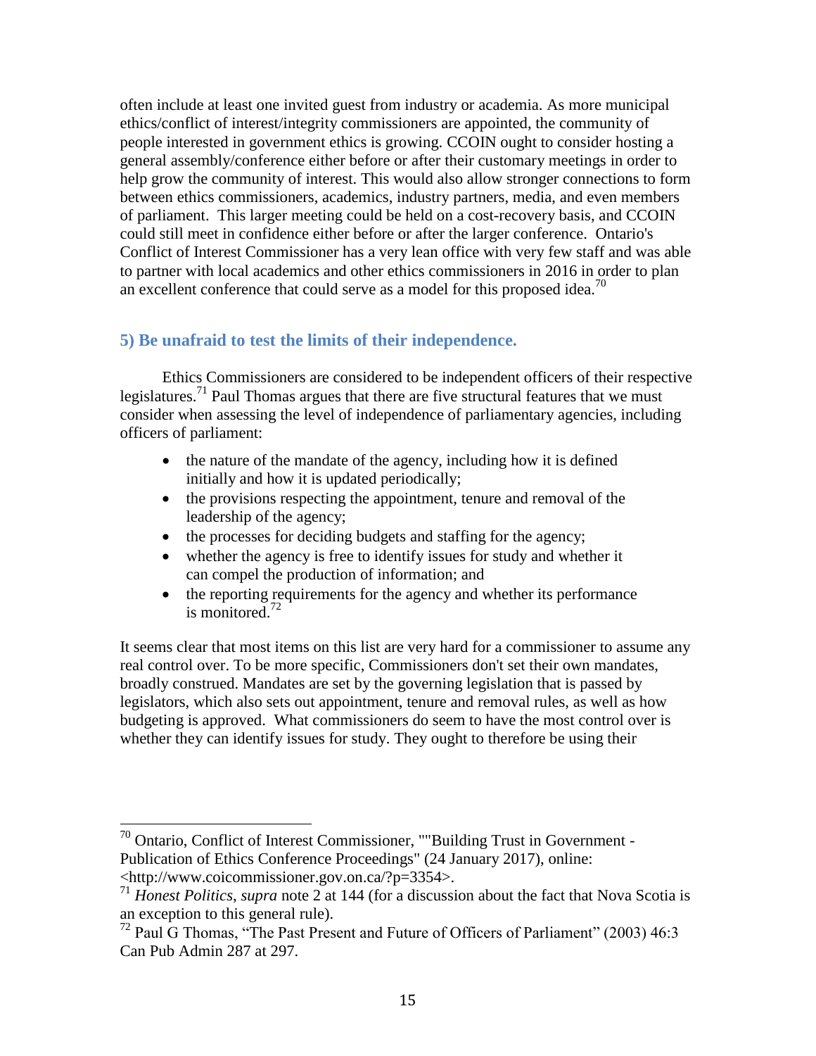often include at least one invited guest from industry or academia. As more municipal ethics/conflict of interest/integrity commissioners are appointed, the community of people interested in government ethics is growing. CCOIN ought to consider hosting a general assembly/conference either before or after their customary meetings in order to help grow the community of interest. This would also allow stronger connections to form between ethics commissioners, academics, industry partners, media, and even members of parliament. This larger meeting could be held on a cost-recovery basis, and CCOIN could still meet in confidence either before or after the larger conference. Ontario's Conflict of Interest Commissioner has a very lean office with very few staff and was able to partner with local academics and other ethics commissioners in 2016 in order to plan an excellent conference that could serve as a model for this proposed idea.[70]

### 5) Be unafraid to test the limits of their independence.

Ethics Commissioners are considered to be independent officers of their respective legislatures.[71] Paul Thomas argues that there are five structural features that we must consider when assessing the level of independence of parliamentary agencies, including officers of parliament:

- the nature of the mandate of the agency, including how it is defined initially and how it is updated periodically;
- the provisions respecting the appointment, tenure and removal of the leadership of the agency;
- the processes for deciding budgets and staffing for the agency;
- whether the agency is free to identify issues for study and whether it can compel the production of information; and
- the reporting requirements for the agency and whether its performance is monitored.[72]

It seems clear that most items on this list are very hard for a commissioner to assume any real control over. To be more specific, Commissioners don't set their own mandates, broadly construed. Mandates are set by the governing legislation that is passed by legislators, which also sets out appointment, tenure and removal rules, as well as how budgeting is approved. What commissioners do seem to have the most control over is whether they can identify issues for study. They ought to therefore be using their

---

[70] Ontario, Conflict of Interest Commissioner, ""Building Trust in Government - Publication of Ethics Conference Proceedings" (24 January 2017), online: <http://www.coicommissioner.gov.on.ca/?p=3354>.

[71] *Honest Politics*, *supra* note 2 at 144 (for a discussion about the fact that Nova Scotia is an exception to this general rule).

[72] Paul G Thomas, "The Past Present and Future of Officers of Parliament" (2003) 46:3 Can Pub Admin 287 at 297.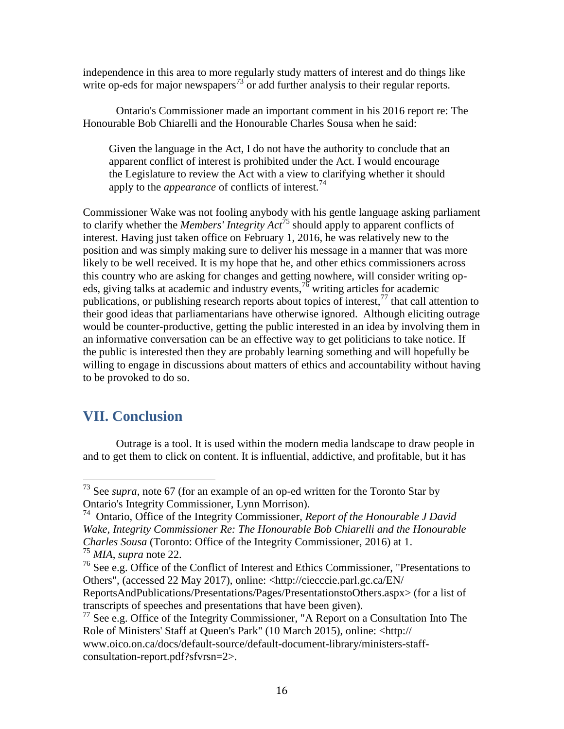independence in this area to more regularly study matters of interest and do things like write op-eds for major newspapers[73] or add further analysis to their regular reports.

Ontario's Commissioner made an important comment in his 2016 report re: The Honourable Bob Chiarelli and the Honourable Charles Sousa when he said:

> Given the language in the Act, I do not have the authority to conclude that an apparent conflict of interest is prohibited under the Act. I would encourage the Legislature to review the Act with a view to clarifying whether it should apply to the *appearance* of conflicts of interest.[74]

Commissioner Wake was not fooling anybody with his gentle language asking parliament to clarify whether the *Members' Integrity Act*[75] should apply to apparent conflicts of interest. Having just taken office on February 1, 2016, he was relatively new to the position and was simply making sure to deliver his message in a manner that was more likely to be well received. It is my hope that he, and other ethics commissioners across this country who are asking for changes and getting nowhere, will consider writing op-eds, giving talks at academic and industry events,[76] writing articles for academic publications, or publishing research reports about topics of interest,[77] that call attention to their good ideas that parliamentarians have otherwise ignored. Although eliciting outrage would be counter-productive, getting the public interested in an idea by involving them in an informative conversation can be an effective way to get politicians to take notice. If the public is interested then they are probably learning something and will hopefully be willing to engage in discussions about matters of ethics and accountability without having to be provoked to do so.

## VII. Conclusion

Outrage is a tool. It is used within the modern media landscape to draw people in and to get them to click on content. It is influential, addictive, and profitable, but it has

---

[73] See *supra*, note 67 (for an example of an op-ed written for the Toronto Star by Ontario's Integrity Commissioner, Lynn Morrison).

[74] Ontario, Office of the Integrity Commissioner, *Report of the Honourable J David Wake, Integrity Commissioner Re: The Honourable Bob Chiarelli and the Honourable Charles Sousa* (Toronto: Office of the Integrity Commissioner, 2016) at 1.

[75] *MIA*, *supra* note 22.

[76] See e.g. Office of the Conflict of Interest and Ethics Commissioner, "Presentations to Others", (accessed 22 May 2017), online: <http://ciecccie.parl.gc.ca/EN/ReportsAndPublications/Presentations/Pages/PresentationstoOthers.aspx> (for a list of transcripts of speeches and presentations that have been given).

[77] See e.g. Office of the Integrity Commissioner, "A Report on a Consultation Into The Role of Ministers' Staff at Queen's Park" (10 March 2015), online: <http://www.oico.on.ca/docs/default-source/default-document-library/ministers-staff-consultation-report.pdf?sfvrsn=2>.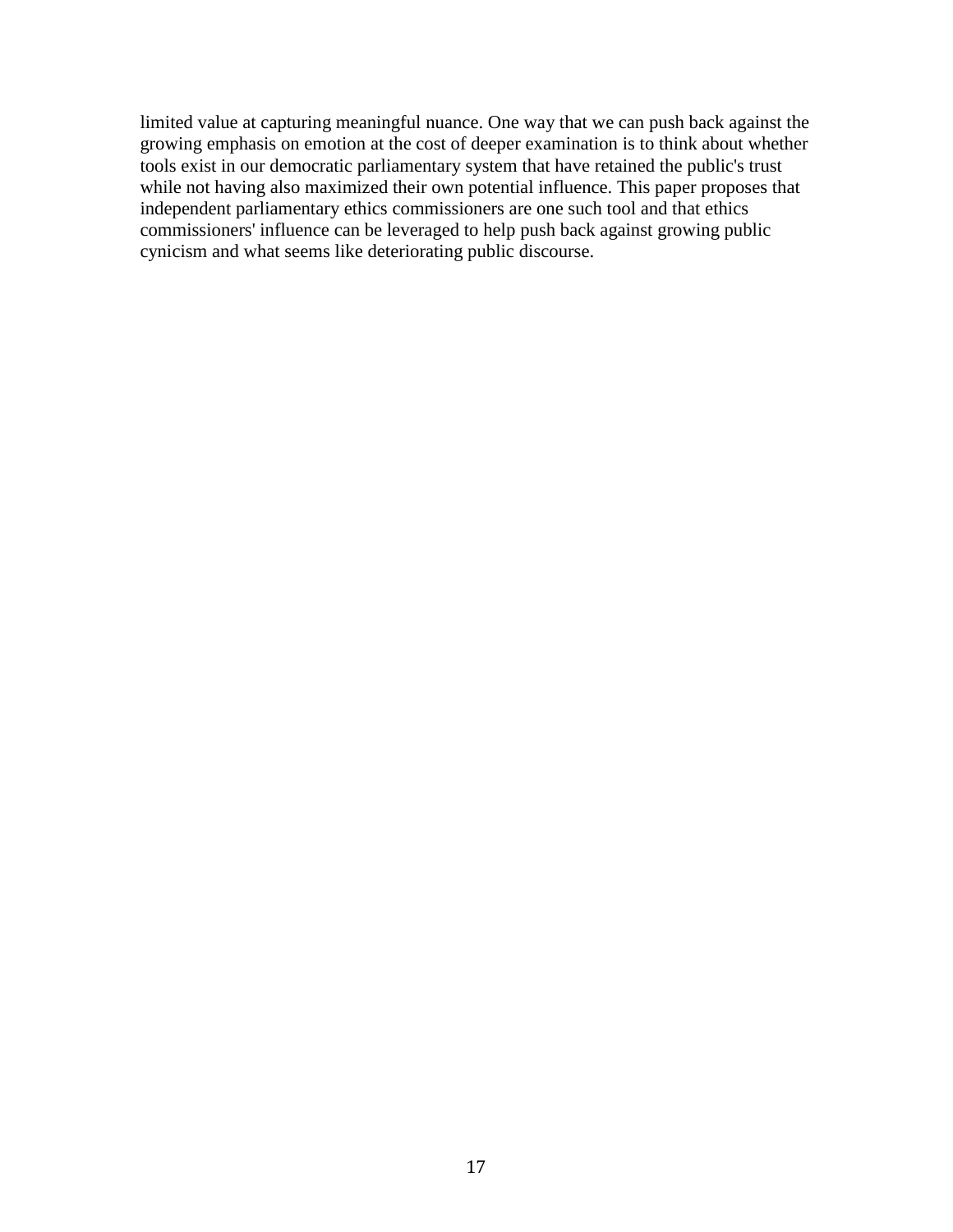limited value at capturing meaningful nuance. One way that we can push back against the growing emphasis on emotion at the cost of deeper examination is to think about whether tools exist in our democratic parliamentary system that have retained the public's trust while not having also maximized their own potential influence. This paper proposes that independent parliamentary ethics commissioners are one such tool and that ethics commissioners' influence can be leveraged to help push back against growing public cynicism and what seems like deteriorating public discourse.